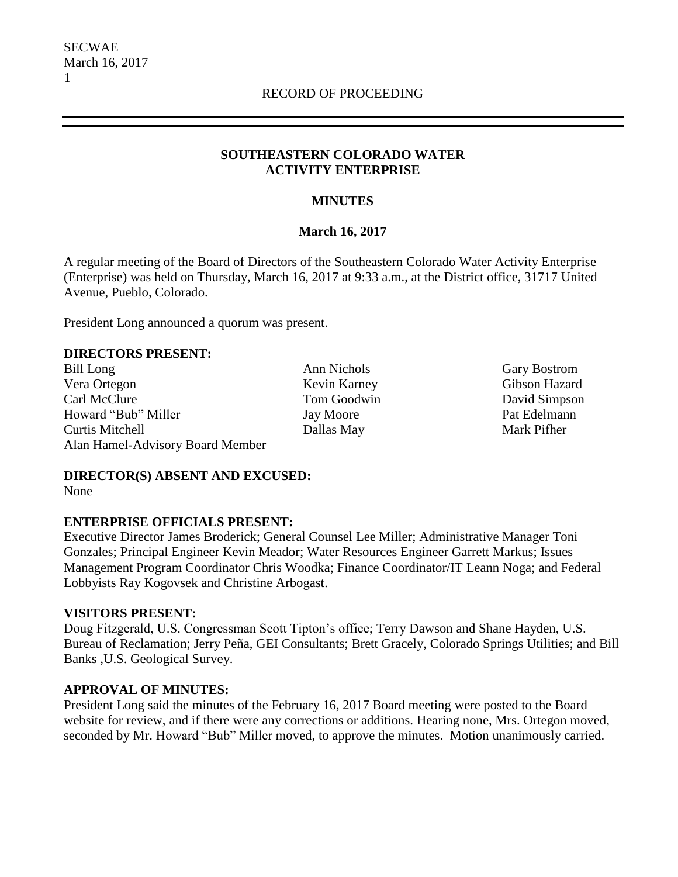RECORD OF PROCEEDING

# SOUTHEASTERN COLORADO WATER ACTIVITY ENTERPRISE

## MINUTES

### March 16, 2017

A regular meeting of the Board of Directors of the Southeastern Colorado Water Activity Enterprise (Enterprise) was held on Thursday, March 16, 2017 at 9:33 a.m., at the District office, 31717 United Avenue, Pueblo, Colorado.

President Long announced a quorum was present.

**DIRECTORS PRESENT:**

| | | |
|---|---|---|
| Bill Long | Ann Nichols | Gary Bostrom |
| Vera Ortegon | Kevin Karney | Gibson Hazard |
| Carl McClure | Tom Goodwin | David Simpson |
| Howard "Bub" Miller | Jay Moore | Pat Edelmann |
| Curtis Mitchell | Dallas May | Mark Pifher |
| Alan Hamel-Advisory Board Member | | |

**DIRECTOR(S) ABSENT AND EXCUSED:**
None

**ENTERPRISE OFFICIALS PRESENT:**
Executive Director James Broderick; General Counsel Lee Miller; Administrative Manager Toni Gonzales; Principal Engineer Kevin Meador; Water Resources Engineer Garrett Markus; Issues Management Program Coordinator Chris Woodka; Finance Coordinator/IT Leann Noga; and Federal Lobbyists Ray Kogovsek and Christine Arbogast.

**VISITORS PRESENT:**
Doug Fitzgerald, U.S. Congressman Scott Tipton's office; Terry Dawson and Shane Hayden, U.S. Bureau of Reclamation; Jerry Peña, GEI Consultants; Brett Gracely, Colorado Springs Utilities; and Bill Banks ,U.S. Geological Survey.

**APPROVAL OF MINUTES:**
President Long said the minutes of the February 16, 2017 Board meeting were posted to the Board website for review, and if there were any corrections or additions. Hearing none, Mrs. Ortegon moved, seconded by Mr. Howard "Bub" Miller moved, to approve the minutes. Motion unanimously carried.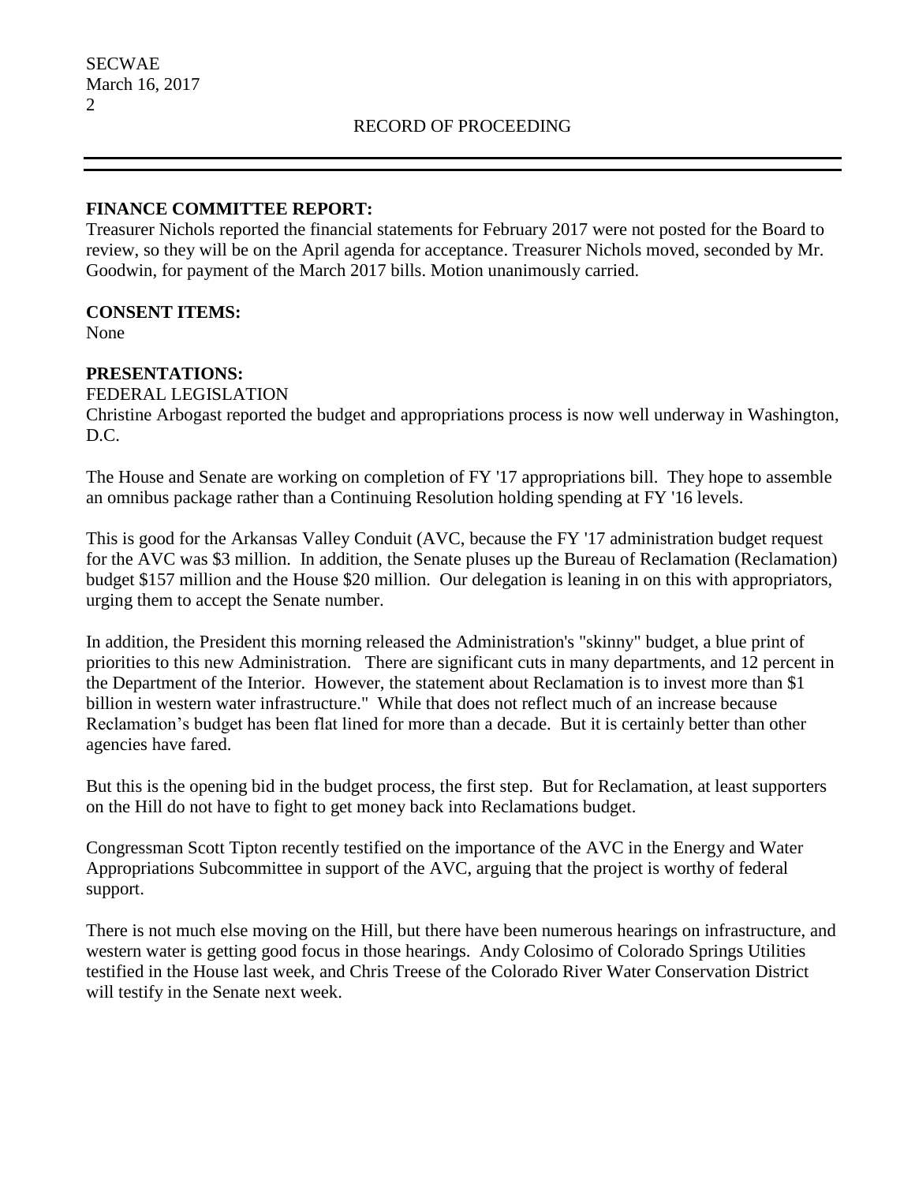RECORD OF PROCEEDING

**FINANCE COMMITTEE REPORT:**

Treasurer Nichols reported the financial statements for February 2017 were not posted for the Board to review, so they will be on the April agenda for acceptance. Treasurer Nichols moved, seconded by Mr. Goodwin, for payment of the March 2017 bills. Motion unanimously carried.

**CONSENT ITEMS:**

None

**PRESENTATIONS:**

FEDERAL LEGISLATION

Christine Arbogast reported the budget and appropriations process is now well underway in Washington, D.C.

The House and Senate are working on completion of FY '17 appropriations bill. They hope to assemble an omnibus package rather than a Continuing Resolution holding spending at FY '16 levels.

This is good for the Arkansas Valley Conduit (AVC, because the FY '17 administration budget request for the AVC was $3 million. In addition, the Senate pluses up the Bureau of Reclamation (Reclamation) budget $157 million and the House $20 million. Our delegation is leaning in on this with appropriators, urging them to accept the Senate number.

In addition, the President this morning released the Administration's "skinny" budget, a blue print of priorities to this new Administration. There are significant cuts in many departments, and 12 percent in the Department of the Interior. However, the statement about Reclamation is to invest more than $1 billion in western water infrastructure." While that does not reflect much of an increase because Reclamation's budget has been flat lined for more than a decade. But it is certainly better than other agencies have fared.

But this is the opening bid in the budget process, the first step. But for Reclamation, at least supporters on the Hill do not have to fight to get money back into Reclamations budget.

Congressman Scott Tipton recently testified on the importance of the AVC in the Energy and Water Appropriations Subcommittee in support of the AVC, arguing that the project is worthy of federal support.

There is not much else moving on the Hill, but there have been numerous hearings on infrastructure, and western water is getting good focus in those hearings. Andy Colosimo of Colorado Springs Utilities testified in the House last week, and Chris Treese of the Colorado River Water Conservation District will testify in the Senate next week.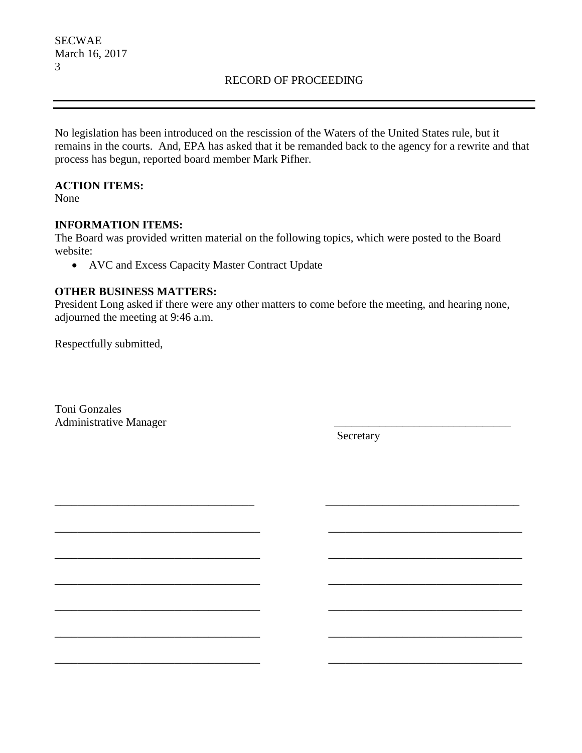No legislation has been introduced on the rescission of the Waters of the United States rule, but it remains in the courts. And, EPA has asked that it be remanded back to the agency for a rewrite and that process has begun, reported board member Mark Pifher.

**ACTION ITEMS:**
None

**INFORMATION ITEMS:**
The Board was provided written material on the following topics, which were posted to the Board website:

- AVC and Excess Capacity Master Contract Update

**OTHER BUSINESS MATTERS:**
President Long asked if there were any other matters to come before the meeting, and hearing none, adjourned the meeting at 9:46 a.m.

Respectfully submitted,

Toni Gonzales
Administrative Manager

\_\_\_\_\_\_\_\_\_\_\_\_\_\_\_\_\_\_\_\_\_\_\_\_\_\_\_\_\_\_
Secretary